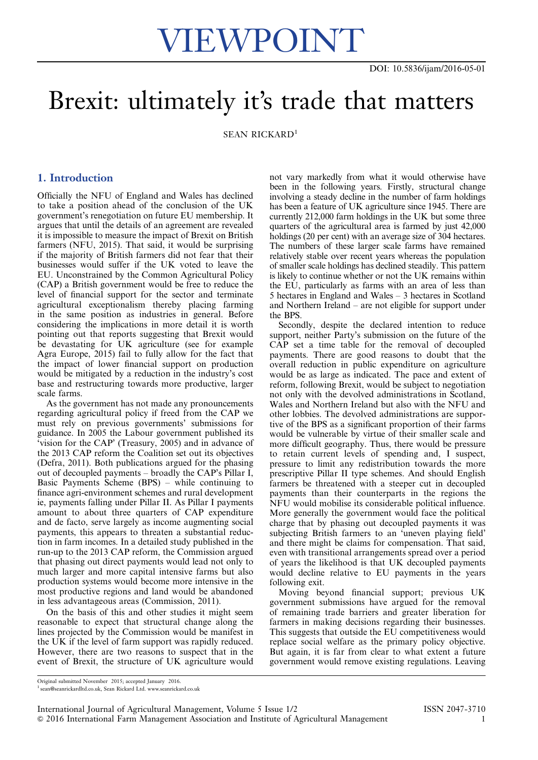# VIEWPOINT

DOI: 10.5836/ijam/2016-05-01

# Brexit: ultimately it's trade that matters

SEAN RICKARD[1]

## 1. Introduction

Officially the NFU of England and Wales has declined to take a position ahead of the conclusion of the UK government's renegotiation on future EU membership. It argues that until the details of an agreement are revealed it is impossible to measure the impact of Brexit on British farmers (NFU, 2015). That said, it would be surprising if the majority of British farmers did not fear that their businesses would suffer if the UK voted to leave the EU. Unconstrained by the Common Agricultural Policy (CAP) a British government would be free to reduce the level of financial support for the sector and terminate agricultural exceptionalism thereby placing farming in the same position as industries in general. Before considering the implications in more detail it is worth pointing out that reports suggesting that Brexit would be devastating for UK agriculture (see for example Agra Europe, 2015) fail to fully allow for the fact that the impact of lower financial support on production would be mitigated by a reduction in the industry's cost base and restructuring towards more productive, larger scale farms.

As the government has not made any pronouncements regarding agricultural policy if freed from the CAP we must rely on previous governments' submissions for guidance. In 2005 the Labour government published its 'vision for the CAP' (Treasury, 2005) and in advance of the 2013 CAP reform the Coalition set out its objectives (Defra, 2011). Both publications argued for the phasing out of decoupled payments – broadly the CAP's Pillar I, Basic Payments Scheme (BPS) – while continuing to finance agri-environment schemes and rural development ie, payments falling under Pillar II. As Pillar I payments amount to about three quarters of CAP expenditure and de facto, serve largely as income augmenting social payments, this appears to threaten a substantial reduction in farm incomes. In a detailed study published in the run-up to the 2013 CAP reform, the Commission argued that phasing out direct payments would lead not only to much larger and more capital intensive farms but also production systems would become more intensive in the most productive regions and land would be abandoned in less advantageous areas (Commission, 2011).

On the basis of this and other studies it might seem reasonable to expect that structural change along the lines projected by the Commission would be manifest in the UK if the level of farm support was rapidly reduced. However, there are two reasons to suspect that in the event of Brexit, the structure of UK agriculture would not vary markedly from what it would otherwise have been in the following years. Firstly, structural change involving a steady decline in the number of farm holdings has been a feature of UK agriculture since 1945. There are currently 212,000 farm holdings in the UK but some three quarters of the agricultural area is farmed by just 42,000 holdings (20 per cent) with an average size of 304 hectares. The numbers of these larger scale farms have remained relatively stable over recent years whereas the population of smaller scale holdings has declined steadily. This pattern is likely to continue whether or not the UK remains within the EU, particularly as farms with an area of less than 5 hectares in England and Wales – 3 hectares in Scotland and Northern Ireland – are not eligible for support under the BPS.

Secondly, despite the declared intention to reduce support, neither Party's submission on the future of the CAP set a time table for the removal of decoupled payments. There are good reasons to doubt that the overall reduction in public expenditure on agriculture would be as large as indicated. The pace and extent of reform, following Brexit, would be subject to negotiation not only with the devolved administrations in Scotland, Wales and Northern Ireland but also with the NFU and other lobbies. The devolved administrations are supportive of the BPS as a significant proportion of their farms would be vulnerable by virtue of their smaller scale and more difficult geography. Thus, there would be pressure to retain current levels of spending and, I suspect, pressure to limit any redistribution towards the more prescriptive Pillar II type schemes. And should English farmers be threatened with a steeper cut in decoupled payments than their counterparts in the regions the NFU would mobilise its considerable political influence. More generally the government would face the political charge that by phasing out decoupled payments it was subjecting British farmers to an 'uneven playing field' and there might be claims for compensation. That said, even with transitional arrangements spread over a period of years the likelihood is that UK decoupled payments would decline relative to EU payments in the years following exit.

Moving beyond financial support; previous UK government submissions have argued for the removal of remaining trade barriers and greater liberation for farmers in making decisions regarding their businesses. This suggests that outside the EU competitiveness would replace social welfare as the primary policy objective. But again, it is far from clear to what extent a future government would remove existing regulations. Leaving

Original submitted November 2015; accepted January 2016.

[1] sean@seanrickardltd.co.uk, Sean Rickard Ltd. www.seanrickard.co.uk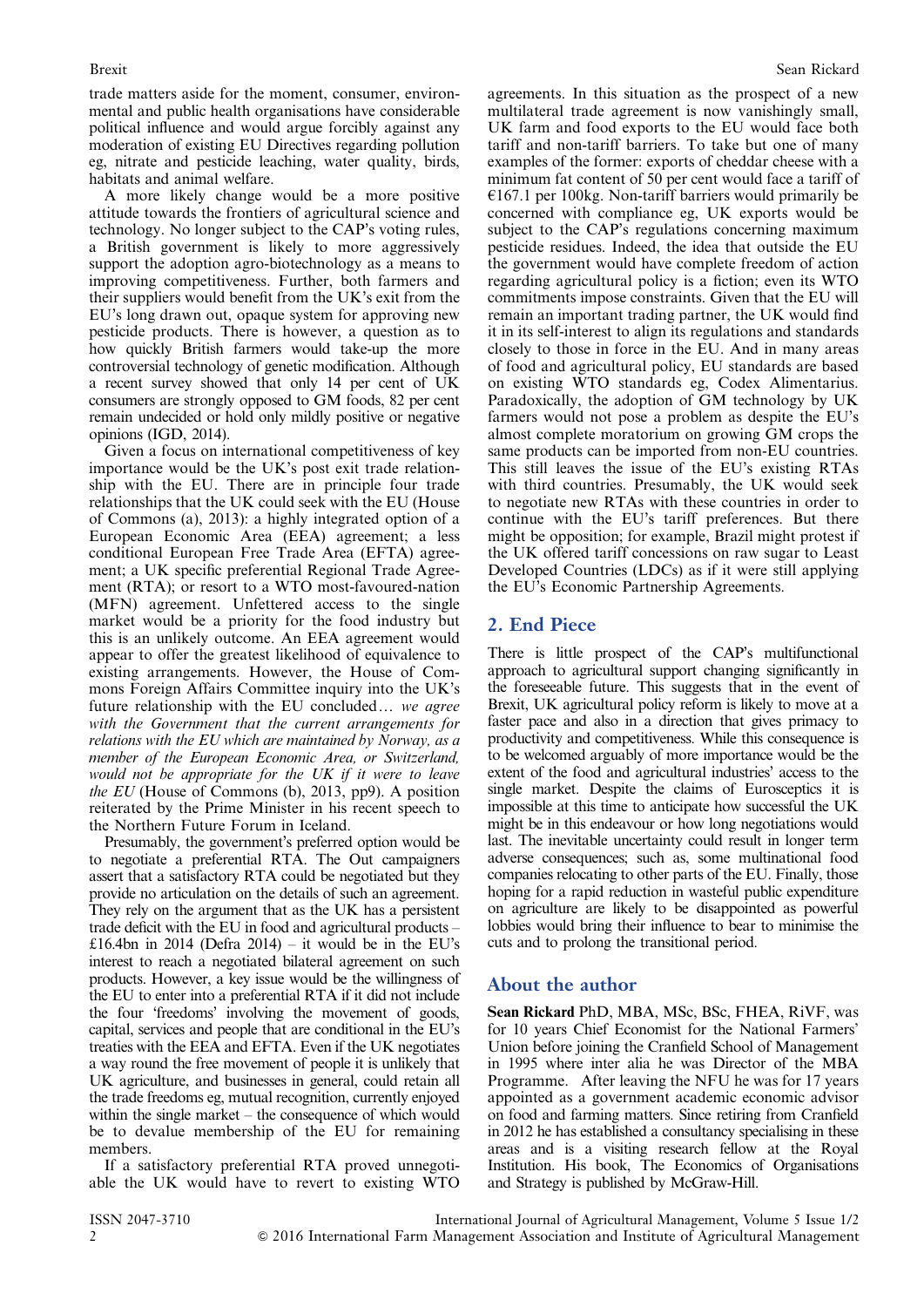trade matters aside for the moment, consumer, environmental and public health organisations have considerable political influence and would argue forcibly against any moderation of existing EU Directives regarding pollution eg, nitrate and pesticide leaching, water quality, birds, habitats and animal welfare.

A more likely change would be a more positive attitude towards the frontiers of agricultural science and technology. No longer subject to the CAP's voting rules, a British government is likely to more aggressively support the adoption agro-biotechnology as a means to improving competitiveness. Further, both farmers and their suppliers would benefit from the UK's exit from the EU's long drawn out, opaque system for approving new pesticide products. There is however, a question as to how quickly British farmers would take-up the more controversial technology of genetic modification. Although a recent survey showed that only 14 per cent of UK consumers are strongly opposed to GM foods, 82 per cent remain undecided or hold only mildly positive or negative opinions (IGD, 2014).

Given a focus on international competitiveness of key importance would be the UK's post exit trade relationship with the EU. There are in principle four trade relationships that the UK could seek with the EU (House of Commons (a), 2013): a highly integrated option of a European Economic Area (EEA) agreement; a less conditional European Free Trade Area (EFTA) agreement; a UK specific preferential Regional Trade Agreement (RTA); or resort to a WTO most-favoured-nation (MFN) agreement. Unfettered access to the single market would be a priority for the food industry but this is an unlikely outcome. An EEA agreement would appear to offer the greatest likelihood of equivalence to existing arrangements. However, the House of Commons Foreign Affairs Committee inquiry into the UK's future relationship with the EU concluded… *we agree with the Government that the current arrangements for relations with the EU which are maintained by Norway, as a member of the European Economic Area, or Switzerland, would not be appropriate for the UK if it were to leave the EU* (House of Commons (b), 2013, pp9). A position reiterated by the Prime Minister in his recent speech to the Northern Future Forum in Iceland.

Presumably, the government's preferred option would be to negotiate a preferential RTA. The Out campaigners assert that a satisfactory RTA could be negotiated but they provide no articulation on the details of such an agreement. They rely on the argument that as the UK has a persistent trade deficit with the EU in food and agricultural products – £16.4bn in 2014 (Defra 2014) – it would be in the EU's interest to reach a negotiated bilateral agreement on such products. However, a key issue would be the willingness of the EU to enter into a preferential RTA if it did not include the four 'freedoms' involving the movement of goods, capital, services and people that are conditional in the EU's treaties with the EEA and EFTA. Even if the UK negotiates a way round the free movement of people it is unlikely that UK agriculture, and businesses in general, could retain all the trade freedoms eg, mutual recognition, currently enjoyed within the single market – the consequence of which would be to devalue membership of the EU for remaining members.

If a satisfactory preferential RTA proved unnegotiable the UK would have to revert to existing WTO agreements. In this situation as the prospect of a new multilateral trade agreement is now vanishingly small, UK farm and food exports to the EU would face both tariff and non-tariff barriers. To take but one of many examples of the former: exports of cheddar cheese with a minimum fat content of 50 per cent would face a tariff of €167.1 per 100kg. Non-tariff barriers would primarily be concerned with compliance eg, UK exports would be subject to the CAP's regulations concerning maximum pesticide residues. Indeed, the idea that outside the EU the government would have complete freedom of action regarding agricultural policy is a fiction; even its WTO commitments impose constraints. Given that the EU will remain an important trading partner, the UK would find it in its self-interest to align its regulations and standards closely to those in force in the EU. And in many areas of food and agricultural policy, EU standards are based on existing WTO standards eg, Codex Alimentarius. Paradoxically, the adoption of GM technology by UK farmers would not pose a problem as despite the EU's almost complete moratorium on growing GM crops the same products can be imported from non-EU countries. This still leaves the issue of the EU's existing RTAs with third countries. Presumably, the UK would seek to negotiate new RTAs with these countries in order to continue with the EU's tariff preferences. But there might be opposition; for example, Brazil might protest if the UK offered tariff concessions on raw sugar to Least Developed Countries (LDCs) as if it were still applying the EU's Economic Partnership Agreements.

## 2. End Piece

There is little prospect of the CAP's multifunctional approach to agricultural support changing significantly in the foreseeable future. This suggests that in the event of Brexit, UK agricultural policy reform is likely to move at a faster pace and also in a direction that gives primacy to productivity and competitiveness. While this consequence is to be welcomed arguably of more importance would be the extent of the food and agricultural industries' access to the single market. Despite the claims of Eurosceptics it is impossible at this time to anticipate how successful the UK might be in this endeavour or how long negotiations would last. The inevitable uncertainty could result in longer term adverse consequences; such as, some multinational food companies relocating to other parts of the EU. Finally, those hoping for a rapid reduction in wasteful public expenditure on agriculture are likely to be disappointed as powerful lobbies would bring their influence to bear to minimise the cuts and to prolong the transitional period.

## About the author

**Sean Rickard** PhD, MBA, MSc, BSc, FHEA, RiVF, was for 10 years Chief Economist for the National Farmers' Union before joining the Cranfield School of Management in 1995 where inter alia he was Director of the MBA Programme. After leaving the NFU he was for 17 years appointed as a government academic economic advisor on food and farming matters. Since retiring from Cranfield in 2012 he has established a consultancy specialising in these areas and is a visiting research fellow at the Royal Institution. His book, The Economics of Organisations and Strategy is published by McGraw-Hill.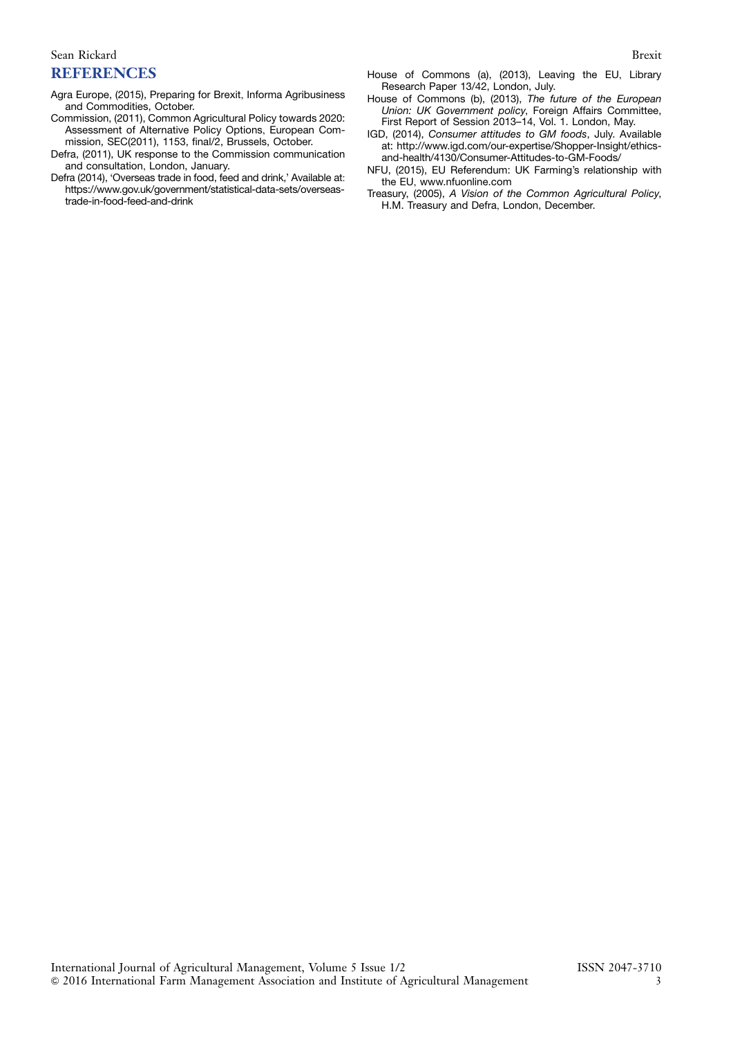## REFERENCES

Agra Europe, (2015), Preparing for Brexit, Informa Agribusiness and Commodities, October.

Commission, (2011), Common Agricultural Policy towards 2020: Assessment of Alternative Policy Options, European Commission, SEC(2011), 1153, final/2, Brussels, October.

Defra, (2011), UK response to the Commission communication and consultation, London, January.

Defra (2014), 'Overseas trade in food, feed and drink,' Available at: https://www.gov.uk/government/statistical-data-sets/overseas-trade-in-food-feed-and-drink

House of Commons (a), (2013), Leaving the EU, Library Research Paper 13/42, London, July.

House of Commons (b), (2013), *The future of the European Union: UK Government policy*, Foreign Affairs Committee, First Report of Session 2013–14, Vol. 1. London, May.

IGD, (2014), *Consumer attitudes to GM foods*, July. Available at: http://www.igd.com/our-expertise/Shopper-Insight/ethics-and-health/4130/Consumer-Attitudes-to-GM-Foods/

NFU, (2015), EU Referendum: UK Farming's relationship with the EU, www.nfuonline.com

Treasury, (2005), *A Vision of the Common Agricultural Policy*, H.M. Treasury and Defra, London, December.